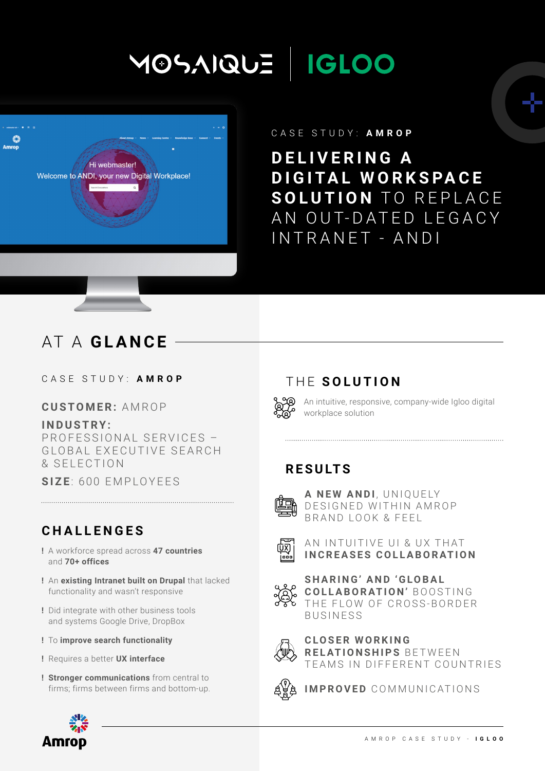MOSAIQUE | IGLOO

CASE STUDY: **AMROP**

# DELIVERING A DIGITAL WORKSPACE SOLUTION TO REPLACE AN OUT-DATED LEGACY INTRANET - ANDI

## AT A **GLANCE**

CASE STUDY: **AMROP**

**CUSTOMER:** AMROP

**INDUSTRY:** PROFESSIONAL SERVICES – GLOBAL EXECUTIVE SEARCH & SELECTION

**SIZE**: 600 EMPLOYEES

## CHALLENGES

! A workforce spread across **47 countries** and **70+ offices**

! An **existing Intranet built on Drupal** that lacked functionality and wasn't responsive

! Did integrate with other business tools and systems Google Drive, DropBox

! To **improve search functionality**

! Requires a better **UX interface**

! **Stronger communications** from central to firms; firms between firms and bottom-up.

## THE **SOLUTION**

An intuitive, responsive, company-wide Igloo digital workplace solution

## RESULTS

**A NEW ANDI**, UNIQUELY DESIGNED WITHIN AMROP BRAND LOOK & FEEL

AN INTUITIVE UI & UX THAT **INCREASES COLLABORATION**

**SHARING' AND 'GLOBAL COLLABORATION'** BOOSTING THE FLOW OF CROSS-BORDER BUSINESS

**CLOSER WORKING RELATIONSHIPS** BETWEEN TEAMS IN DIFFERENT COUNTRIES

**IMPROVED** COMMUNICATIONS

Amrop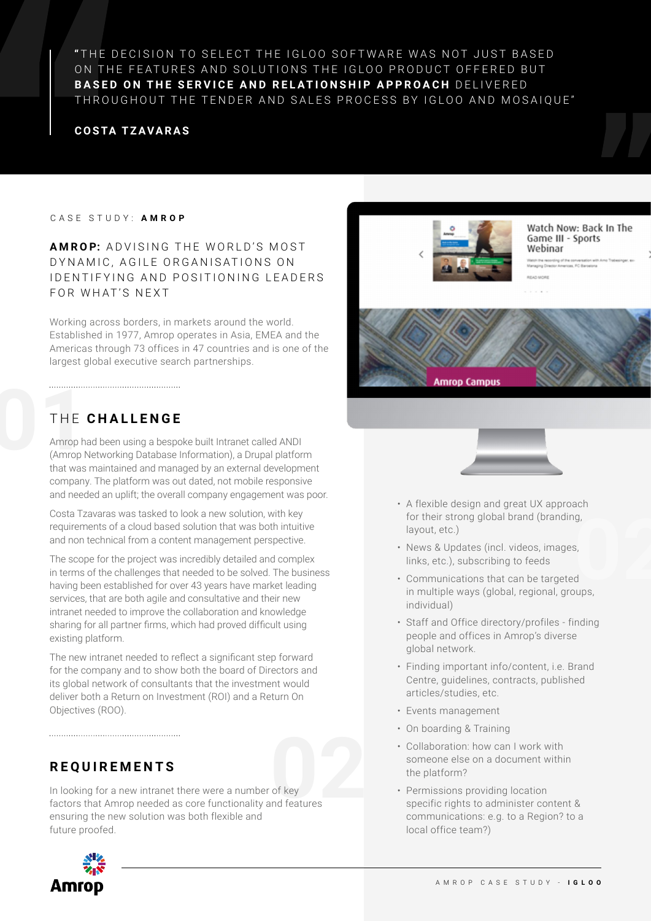> "THE DECISION TO SELECT THE IGLOO SOFTWARE WAS NOT JUST BASED ON THE FEATURES AND SOLUTIONS THE IGLOO PRODUCT OFFERED BUT **BASED ON THE SERVICE AND RELATIONSHIP APPROACH** DELIVERED THROUGHOUT THE TENDER AND SALES PROCESS BY IGLOO AND MOSAIQUE"
>
> **COSTA TZAVARAS**

CASE STUDY: **AMROP**

## **AMROP:** ADVISING THE WORLD'S MOST DYNAMIC, AGILE ORGANISATIONS ON IDENTIFYING AND POSITIONING LEADERS FOR WHAT'S NEXT

Working across borders, in markets around the world. Established in 1977, Amrop operates in Asia, EMEA and the Americas through 73 offices in 47 countries and is one of the largest global executive search partnerships.

## 01 THE **CHALLENGE**

Amrop had been using a bespoke built Intranet called ANDI (Amrop Networking Database Information), a Drupal platform that was maintained and managed by an external development company. The platform was out dated, not mobile responsive and needed an uplift; the overall company engagement was poor.

Costa Tzavaras was tasked to look a new solution, with key requirements of a cloud based solution that was both intuitive and non technical from a content management perspective.

The scope for the project was incredibly detailed and complex in terms of the challenges that needed to be solved. The business having been established for over 43 years have market leading services, that are both agile and consultative and their new intranet needed to improve the collaboration and knowledge sharing for all partner firms, which had proved difficult using existing platform.

The new intranet needed to reflect a significant step forward for the company and to show both the board of Directors and its global network of consultants that the investment would deliver both a Return on Investment (ROI) and a Return On Objectives (ROO).

## 02 **REQUIREMENTS**

In looking for a new intranet there were a number of key factors that Amrop needed as core functionality and features ensuring the new solution was both flexible and future proofed.

- A flexible design and great UX approach for their strong global brand (branding, layout, etc.)
- News & Updates (incl. videos, images, links, etc.), subscribing to feeds
- Communications that can be targeted in multiple ways (global, regional, groups, individual)
- Staff and Office directory/profiles - finding people and offices in Amrop's diverse global network.
- Finding important info/content, i.e. Brand Centre, guidelines, contracts, published articles/studies, etc.
- Events management
- On boarding & Training
- Collaboration: how can I work with someone else on a document within the platform?
- Permissions providing location specific rights to administer content & communications: e.g. to a Region? to a local office team?)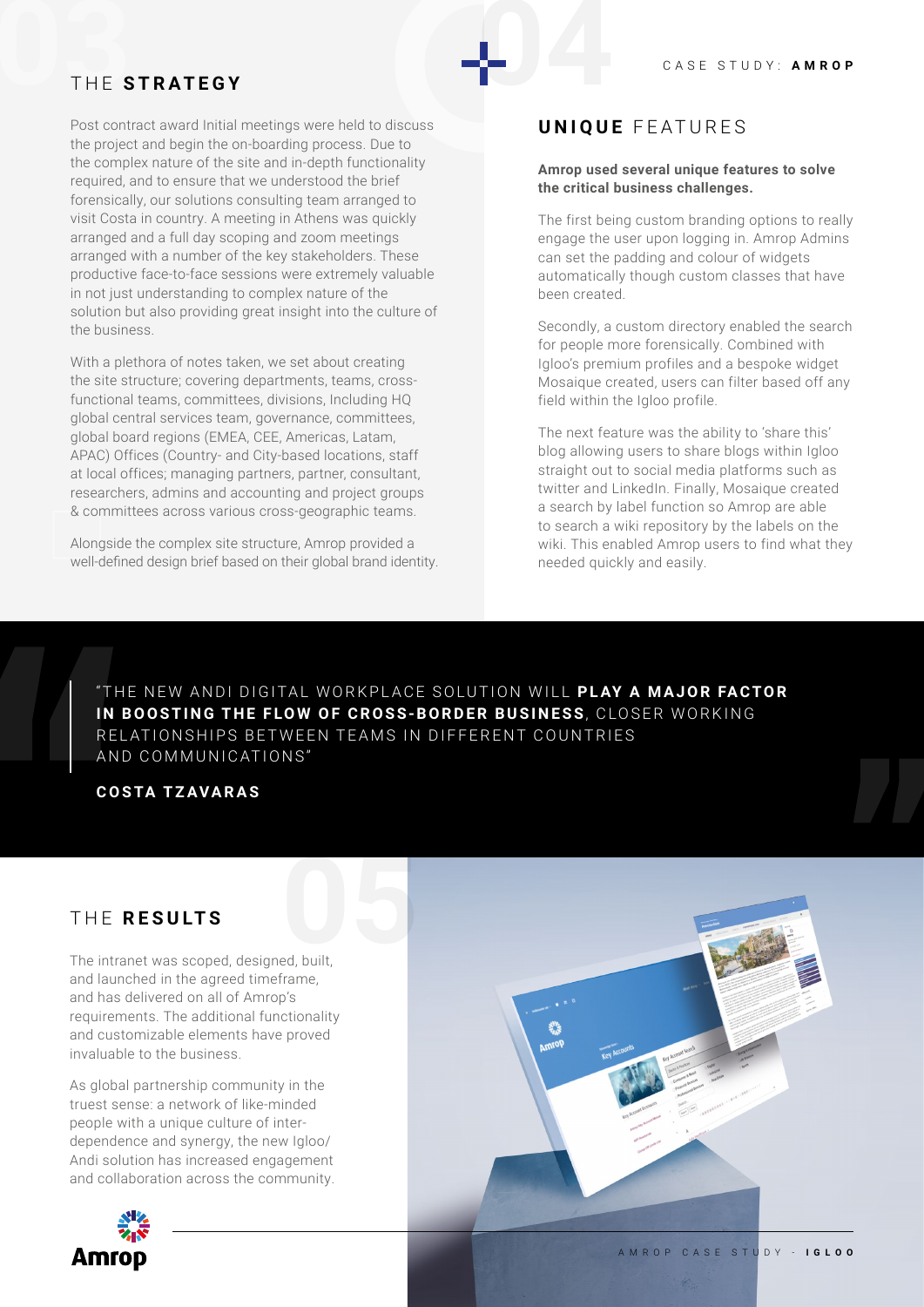## THE **STRATEGY**

Post contract award Initial meetings were held to discuss the project and begin the on-boarding process. Due to the complex nature of the site and in-depth functionality required, and to ensure that we understood the brief forensically, our solutions consulting team arranged to visit Costa in country. A meeting in Athens was quickly arranged and a full day scoping and zoom meetings arranged with a number of the key stakeholders. These productive face-to-face sessions were extremely valuable in not just understanding to complex nature of the solution but also providing great insight into the culture of the business.

With a plethora of notes taken, we set about creating the site structure; covering departments, teams, cross-functional teams, committees, divisions, Including HQ global central services team, governance, committees, global board regions (EMEA, CEE, Americas, Latam, APAC) Offices (Country- and City-based locations, staff at local offices; managing partners, partner, consultant, researchers, admins and accounting and project groups & committees across various cross-geographic teams.

Alongside the complex site structure, Amrop provided a well-defined design brief based on their global brand identity.

## **UNIQUE** FEATURES

**Amrop used several unique features to solve the critical business challenges.**

The first being custom branding options to really engage the user upon logging in. Amrop Admins can set the padding and colour of widgets automatically though custom classes that have been created.

Secondly, a custom directory enabled the search for people more forensically. Combined with Igloo's premium profiles and a bespoke widget Mosaique created, users can filter based off any field within the Igloo profile.

The next feature was the ability to 'share this' blog allowing users to share blogs within Igloo straight out to social media platforms such as twitter and LinkedIn. Finally, Mosaique created a search by label function so Amrop are able to search a wiki repository by the labels on the wiki. This enabled Amrop users to find what they needed quickly and easily.

> "THE NEW ANDI DIGITAL WORKPLACE SOLUTION WILL **PLAY A MAJOR FACTOR IN BOOSTING THE FLOW OF CROSS-BORDER BUSINESS**, CLOSER WORKING RELATIONSHIPS BETWEEN TEAMS IN DIFFERENT COUNTRIES AND COMMUNICATIONS"
>
> **COSTA TZAVARAS**

## THE **RESULTS**

The intranet was scoped, designed, built, and launched in the agreed timeframe, and has delivered on all of Amrop's requirements. The additional functionality and customizable elements have proved invaluable to the business.

As global partnership community in the truest sense: a network of like-minded people with a unique culture of inter-dependence and synergy, the new Igloo/Andi solution has increased engagement and collaboration across the community.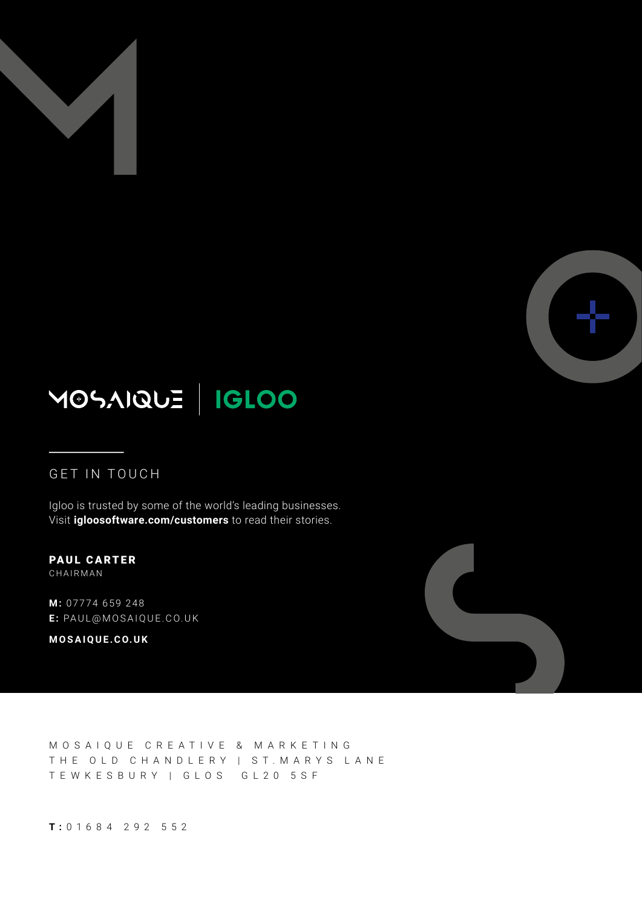MOSAIQUE | IGLOO

## GET IN TOUCH

Igloo is trusted by some of the world's leading businesses.
Visit **igloosoftware.com/customers** to read their stories.

**PAUL CARTER**
CHAIRMAN

**M:** 07774 659 248
**E:** PAUL@MOSAIQUE.CO.UK

**MOSAIQUE.CO.UK**

MOSAIQUE CREATIVE & MARKETING
THE OLD CHANDLERY | ST.MARYS LANE
TEWKESBURY | GLOS GL20 5SF

**T:** 01684 292 552